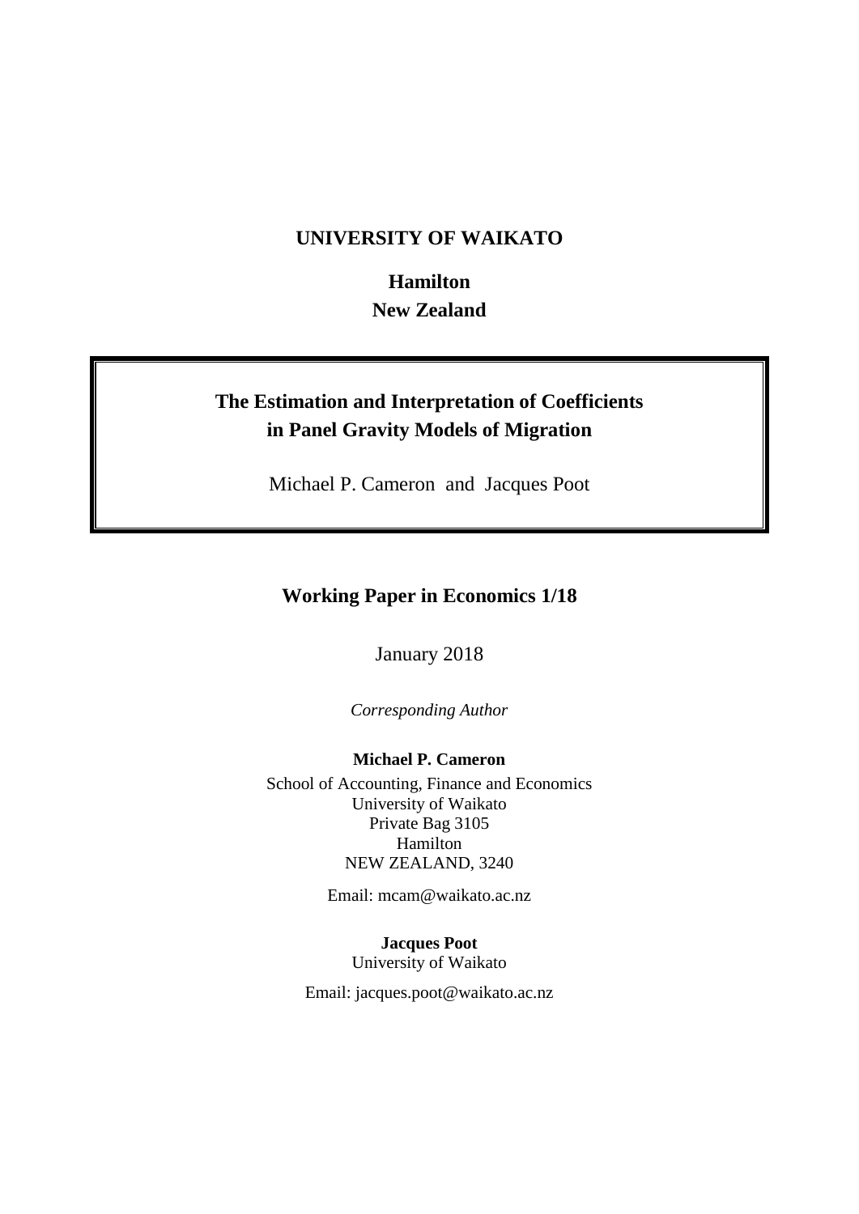**UNIVERSITY OF WAIKATO**

**Hamilton**
**New Zealand**

# The Estimation and Interpretation of Coefficients in Panel Gravity Models of Migration

Michael P. Cameron and Jacques Poot

**Working Paper in Economics 1/18**

January 2018

*Corresponding Author*

**Michael P. Cameron**
School of Accounting, Finance and Economics
University of Waikato
Private Bag 3105
Hamilton
NEW ZEALAND, 3240

Email: mcam@waikato.ac.nz

**Jacques Poot**
University of Waikato

Email: jacques.poot@waikato.ac.nz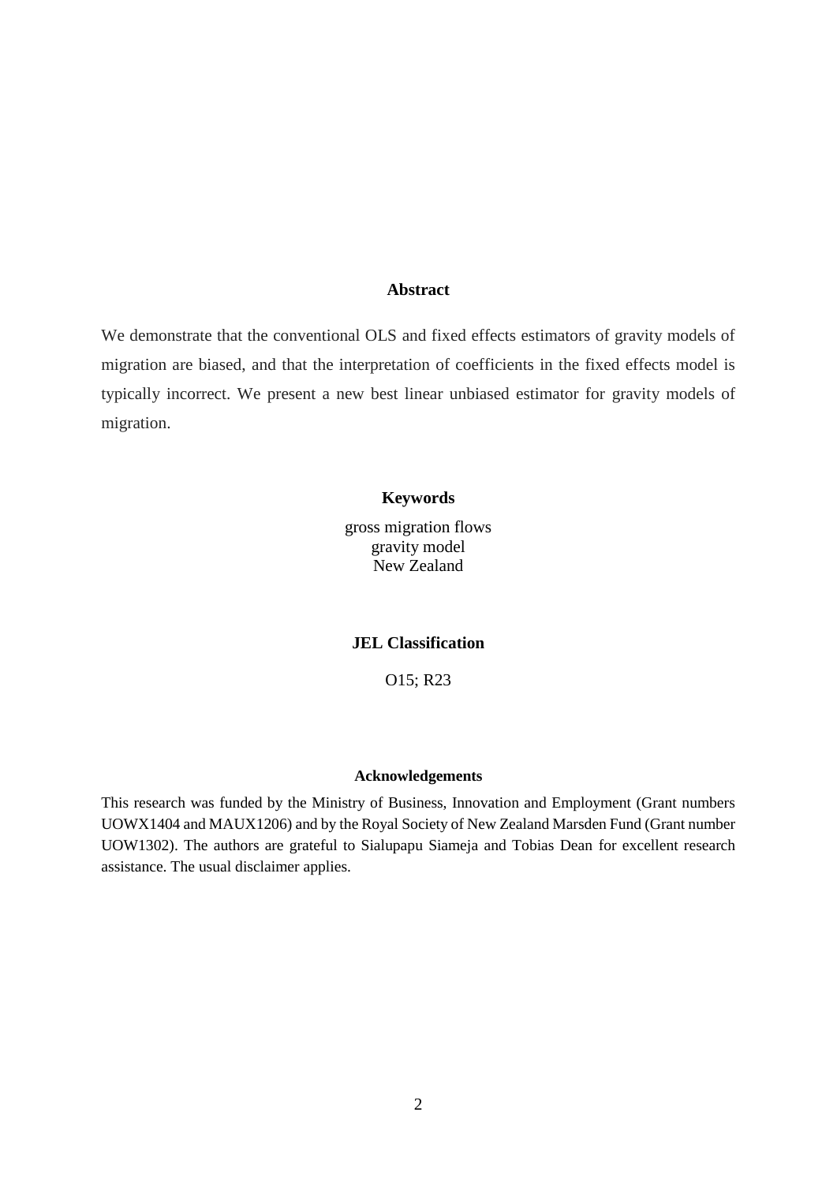## Abstract

We demonstrate that the conventional OLS and fixed effects estimators of gravity models of migration are biased, and that the interpretation of coefficients in the fixed effects model is typically incorrect. We present a new best linear unbiased estimator for gravity models of migration.

### Keywords

gross migration flows
gravity model
New Zealand

### JEL Classification

O15; R23

### Acknowledgements

This research was funded by the Ministry of Business, Innovation and Employment (Grant numbers UOWX1404 and MAUX1206) and by the Royal Society of New Zealand Marsden Fund (Grant number UOW1302). The authors are grateful to Sialupapu Siameja and Tobias Dean for excellent research assistance. The usual disclaimer applies.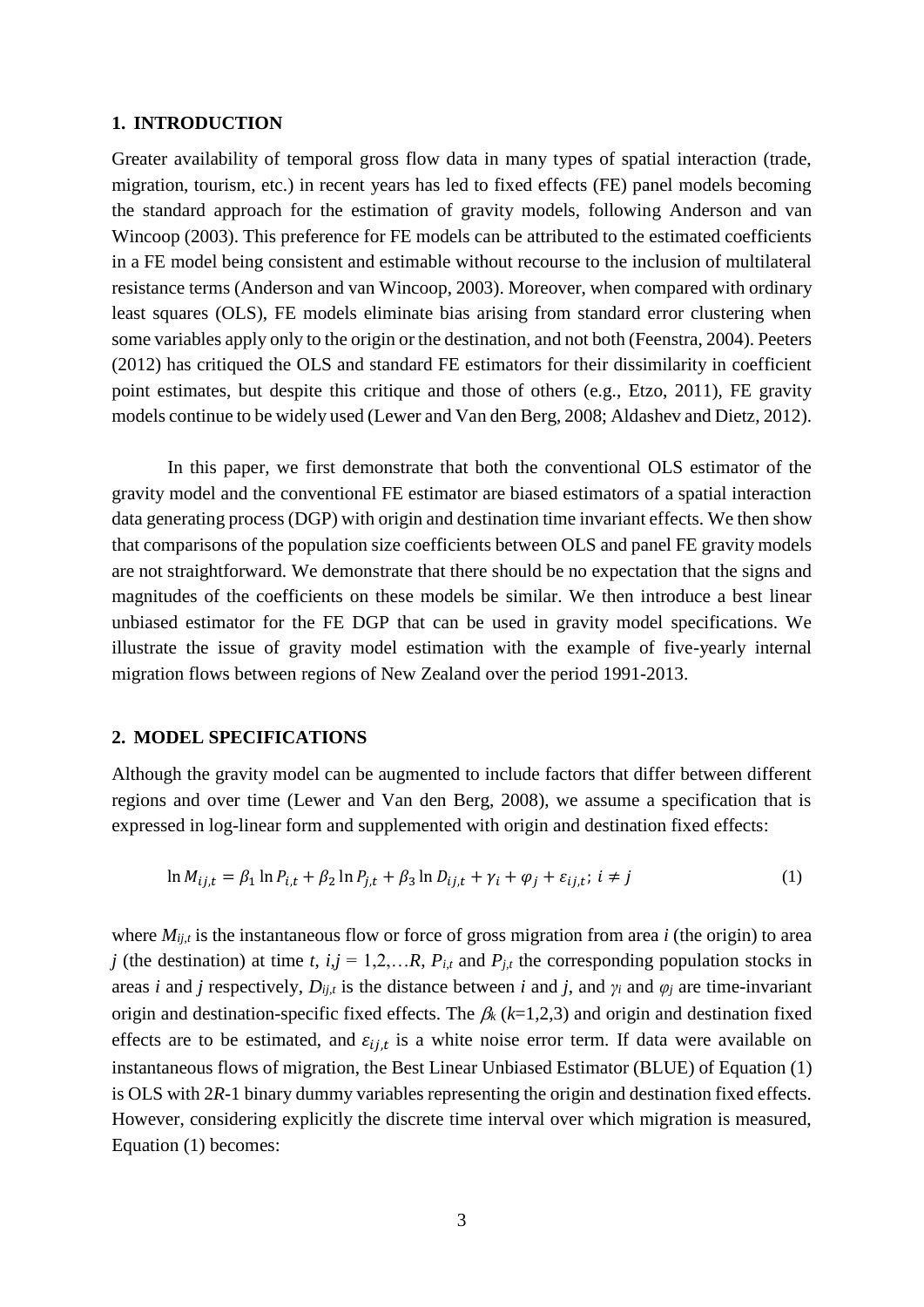## 1. INTRODUCTION

Greater availability of temporal gross flow data in many types of spatial interaction (trade, migration, tourism, etc.) in recent years has led to fixed effects (FE) panel models becoming the standard approach for the estimation of gravity models, following Anderson and van Wincoop (2003). This preference for FE models can be attributed to the estimated coefficients in a FE model being consistent and estimable without recourse to the inclusion of multilateral resistance terms (Anderson and van Wincoop, 2003). Moreover, when compared with ordinary least squares (OLS), FE models eliminate bias arising from standard error clustering when some variables apply only to the origin or the destination, and not both (Feenstra, 2004). Peeters (2012) has critiqued the OLS and standard FE estimators for their dissimilarity in coefficient point estimates, but despite this critique and those of others (e.g., Etzo, 2011), FE gravity models continue to be widely used (Lewer and Van den Berg, 2008; Aldashev and Dietz, 2012).

In this paper, we first demonstrate that both the conventional OLS estimator of the gravity model and the conventional FE estimator are biased estimators of a spatial interaction data generating process (DGP) with origin and destination time invariant effects. We then show that comparisons of the population size coefficients between OLS and panel FE gravity models are not straightforward. We demonstrate that there should be no expectation that the signs and magnitudes of the coefficients on these models be similar. We then introduce a best linear unbiased estimator for the FE DGP that can be used in gravity model specifications. We illustrate the issue of gravity model estimation with the example of five-yearly internal migration flows between regions of New Zealand over the period 1991-2013.

## 2. MODEL SPECIFICATIONS

Although the gravity model can be augmented to include factors that differ between different regions and over time (Lewer and Van den Berg, 2008), we assume a specification that is expressed in log-linear form and supplemented with origin and destination fixed effects:

$$\ln M_{ij,t} = \beta_1 \ln P_{i,t} + \beta_2 \ln P_{j,t} + \beta_3 \ln D_{ij,t} + \gamma_i + \varphi_j + \varepsilon_{ij,t};\ i \neq j \tag{1}$$

where $M_{ij,t}$ is the instantaneous flow or force of gross migration from area $i$ (the origin) to area $j$ (the destination) at time $t$, $i,j = 1,2,\ldots R$, $P_{i,t}$ and $P_{j,t}$ the corresponding population stocks in areas $i$ and $j$ respectively, $D_{ij,t}$ is the distance between $i$ and $j$, and $\gamma_i$ and $\varphi_j$ are time-invariant origin and destination-specific fixed effects. The $\beta_k$ ($k$=1,2,3) and origin and destination fixed effects are to be estimated, and $\varepsilon_{ij,t}$ is a white noise error term. If data were available on instantaneous flows of migration, the Best Linear Unbiased Estimator (BLUE) of Equation (1) is OLS with 2$R$-1 binary dummy variables representing the origin and destination fixed effects. However, considering explicitly the discrete time interval over which migration is measured, Equation (1) becomes: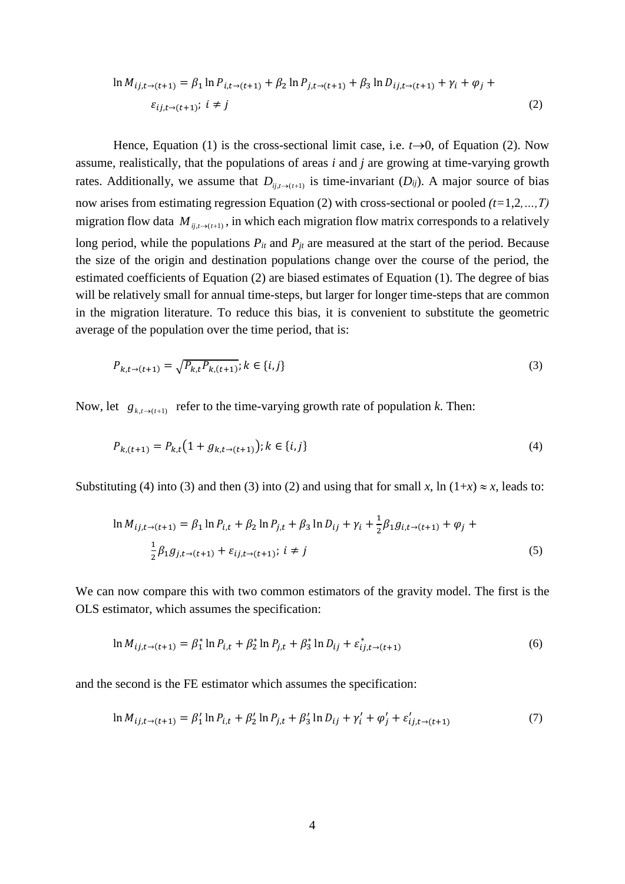$$\ln M_{ij,t\to(t+1)} = \beta_1 \ln P_{i,t\to(t+1)} + \beta_2 \ln P_{j,t\to(t+1)} + \beta_3 \ln D_{ij,t\to(t+1)} + \gamma_i + \varphi_j + \varepsilon_{ij,t\to(t+1)};\ i \neq j \tag{2}$$

Hence, Equation (1) is the cross-sectional limit case, i.e. $t\to 0$, of Equation (2). Now assume, realistically, that the populations of areas $i$ and $j$ are growing at time-varying growth rates. Additionally, we assume that $D_{ij,t\to(t+1)}$ is time-invariant ($D_{ij}$). A major source of bias now arises from estimating regression Equation (2) with cross-sectional or pooled *(t*=1,2*,…,T)* migration flow data $M_{ij,t\to(t+1)}$, in which each migration flow matrix corresponds to a relatively long period, while the populations $P_{it}$ and $P_{jt}$ are measured at the start of the period. Because the size of the origin and destination populations change over the course of the period, the estimated coefficients of Equation (2) are biased estimates of Equation (1). The degree of bias will be relatively small for annual time-steps, but larger for longer time-steps that are common in the migration literature. To reduce this bias, it is convenient to substitute the geometric average of the population over the time period, that is:

$$P_{k,t\to(t+1)} = \sqrt{P_{k,t}P_{k,(t+1)}};\ k \in \{i,j\} \tag{3}$$

Now, let $g_{k,t\to(t+1)}$ refer to the time-varying growth rate of population *k*. Then:

$$P_{k,(t+1)} = P_{k,t}\left(1 + g_{k,t\to(t+1)}\right);\ k \in \{i,j\} \tag{4}$$

Substituting (4) into (3) and then (3) into (2) and using that for small $x$, $\ln(1+x) \approx x$, leads to:

$$\ln M_{ij,t\to(t+1)} = \beta_1 \ln P_{i,t} + \beta_2 \ln P_{j,t} + \beta_3 \ln D_{ij} + \gamma_i + \tfrac{1}{2}\beta_1 g_{i,t\to(t+1)} + \varphi_j + \tfrac{1}{2}\beta_1 g_{j,t\to(t+1)} + \varepsilon_{ij,t\to(t+1)};\ i \neq j \tag{5}$$

We can now compare this with two common estimators of the gravity model. The first is the OLS estimator, which assumes the specification:

$$\ln M_{ij,t\to(t+1)} = \beta_1^* \ln P_{i,t} + \beta_2^* \ln P_{j,t} + \beta_3^* \ln D_{ij} + \varepsilon_{ij,t\to(t+1)}^* \tag{6}$$

and the second is the FE estimator which assumes the specification:

$$\ln M_{ij,t\to(t+1)} = \beta_1' \ln P_{i,t} + \beta_2' \ln P_{j,t} + \beta_3' \ln D_{ij} + \gamma_i' + \varphi_j' + \varepsilon_{ij,t\to(t+1)}' \tag{7}$$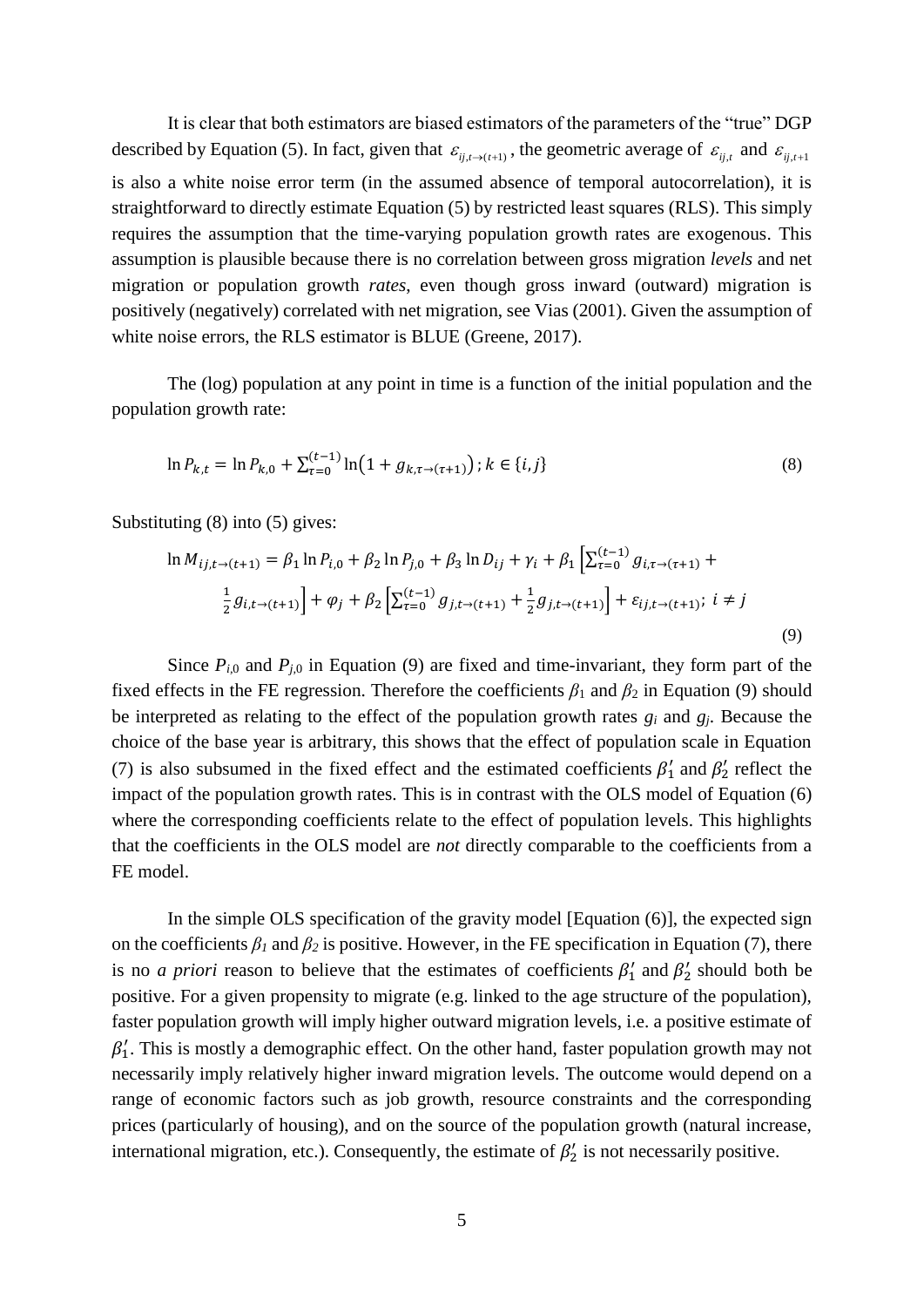It is clear that both estimators are biased estimators of the parameters of the "true" DGP described by Equation (5). In fact, given that $\varepsilon_{ij,t\rightarrow(t+1)}$, the geometric average of $\varepsilon_{ij,t}$ and $\varepsilon_{ij,t+1}$ is also a white noise error term (in the assumed absence of temporal autocorrelation), it is straightforward to directly estimate Equation (5) by restricted least squares (RLS). This simply requires the assumption that the time-varying population growth rates are exogenous. This assumption is plausible because there is no correlation between gross migration *levels* and net migration or population growth *rates*, even though gross inward (outward) migration is positively (negatively) correlated with net migration, see Vias (2001). Given the assumption of white noise errors, the RLS estimator is BLUE (Greene, 2017).

The (log) population at any point in time is a function of the initial population and the population growth rate:

$$\ln P_{k,t} = \ln P_{k,0} + \sum_{\tau=0}^{(t-1)} \ln\left(1 + g_{k,\tau\rightarrow(\tau+1)}\right); k \in \{i, j\} \tag{8}$$

Substituting (8) into (5) gives:

$$\ln M_{ij,t\rightarrow(t+1)} = \beta_1 \ln P_{i,0} + \beta_2 \ln P_{j,0} + \beta_3 \ln D_{ij} + \gamma_i + \beta_1 \left[\sum_{\tau=0}^{(t-1)} g_{i,\tau\rightarrow(\tau+1)} + \frac{1}{2} g_{i,t\rightarrow(t+1)}\right] + \varphi_j + \beta_2 \left[\sum_{\tau=0}^{(t-1)} g_{j,t\rightarrow(t+1)} + \frac{1}{2} g_{j,t\rightarrow(t+1)}\right] + \varepsilon_{ij,t\rightarrow(t+1)};\ i \neq j \tag{9}$$

Since $P_{i,0}$ and $P_{j,0}$ in Equation (9) are fixed and time-invariant, they form part of the fixed effects in the FE regression. Therefore the coefficients $\beta_1$ and $\beta_2$ in Equation (9) should be interpreted as relating to the effect of the population growth rates $g_i$ and $g_j$. Because the choice of the base year is arbitrary, this shows that the effect of population scale in Equation (7) is also subsumed in the fixed effect and the estimated coefficients $\beta_1'$ and $\beta_2'$ reflect the impact of the population growth rates. This is in contrast with the OLS model of Equation (6) where the corresponding coefficients relate to the effect of population levels. This highlights that the coefficients in the OLS model are *not* directly comparable to the coefficients from a FE model.

In the simple OLS specification of the gravity model [Equation (6)], the expected sign on the coefficients $\beta_1$ and $\beta_2$ is positive. However, in the FE specification in Equation (7), there is no *a priori* reason to believe that the estimates of coefficients $\beta_1'$ and $\beta_2'$ should both be positive. For a given propensity to migrate (e.g. linked to the age structure of the population), faster population growth will imply higher outward migration levels, i.e. a positive estimate of $\beta_1'$. This is mostly a demographic effect. On the other hand, faster population growth may not necessarily imply relatively higher inward migration levels. The outcome would depend on a range of economic factors such as job growth, resource constraints and the corresponding prices (particularly of housing), and on the source of the population growth (natural increase, international migration, etc.). Consequently, the estimate of $\beta_2'$ is not necessarily positive.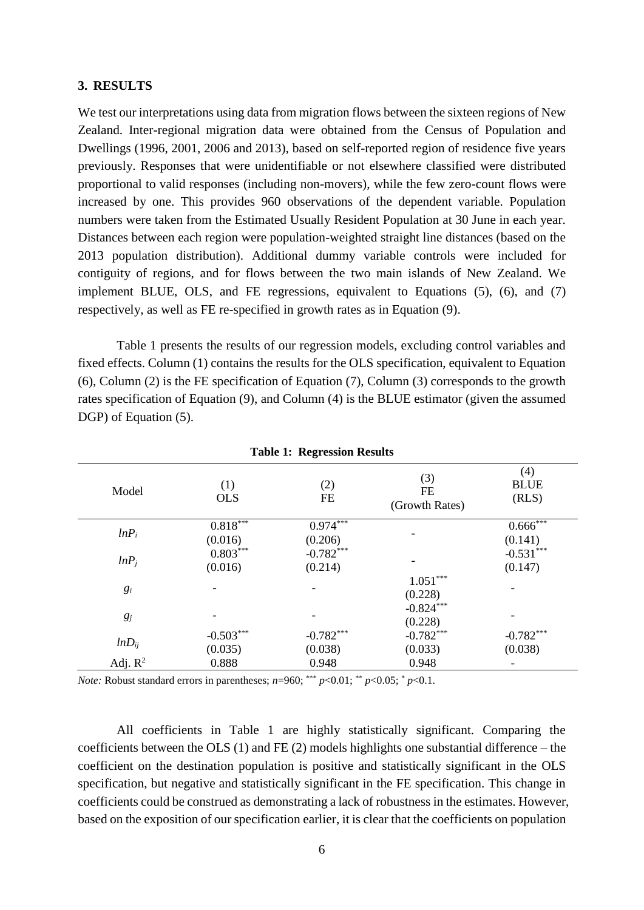## 3. RESULTS

We test our interpretations using data from migration flows between the sixteen regions of New Zealand. Inter-regional migration data were obtained from the Census of Population and Dwellings (1996, 2001, 2006 and 2013), based on self-reported region of residence five years previously. Responses that were unidentifiable or not elsewhere classified were distributed proportional to valid responses (including non-movers), while the few zero-count flows were increased by one. This provides 960 observations of the dependent variable. Population numbers were taken from the Estimated Usually Resident Population at 30 June in each year. Distances between each region were population-weighted straight line distances (based on the 2013 population distribution). Additional dummy variable controls were included for contiguity of regions, and for flows between the two main islands of New Zealand. We implement BLUE, OLS, and FE regressions, equivalent to Equations (5), (6), and (7) respectively, as well as FE re-specified in growth rates as in Equation (9).

Table 1 presents the results of our regression models, excluding control variables and fixed effects. Column (1) contains the results for the OLS specification, equivalent to Equation (6), Column (2) is the FE specification of Equation (7), Column (3) corresponds to the growth rates specification of Equation (9), and Column (4) is the BLUE estimator (given the assumed DGP) of Equation (5).

**Table 1: Regression Results**

| Model | (1) OLS | (2) FE | (3) FE (Growth Rates) | (4) BLUE (RLS) |
|---|---|---|---|---|
| $lnP_i$ | $0.818^{***}$ | $0.974^{***}$ | - | $0.666^{***}$ |
| | (0.016) | (0.206) | | (0.141) |
| $lnP_j$ | $0.803^{***}$ | $-0.782^{***}$ | - | $-0.531^{***}$ |
| | (0.016) | (0.214) | | (0.147) |
| $g_i$ | - | - | $1.051^{***}$ | - |
| | | | (0.228) | |
| $g_j$ | - | - | $-0.824^{***}$ | - |
| | | | (0.228) | |
| $lnD_{ij}$ | $-0.503^{***}$ | $-0.782^{***}$ | $-0.782^{***}$ | $-0.782^{***}$ |
| | (0.035) | (0.038) | (0.033) | (0.038) |
| Adj. $R^2$ | 0.888 | 0.948 | 0.948 | - |

*Note:* Robust standard errors in parentheses; $n$=960; $^{***}$ $p$<0.01; $^{**}$ $p$<0.05; $^{*}$ $p$<0.1.

All coefficients in Table 1 are highly statistically significant. Comparing the coefficients between the OLS (1) and FE (2) models highlights one substantial difference – the coefficient on the destination population is positive and statistically significant in the OLS specification, but negative and statistically significant in the FE specification. This change in coefficients could be construed as demonstrating a lack of robustness in the estimates. However, based on the exposition of our specification earlier, it is clear that the coefficients on population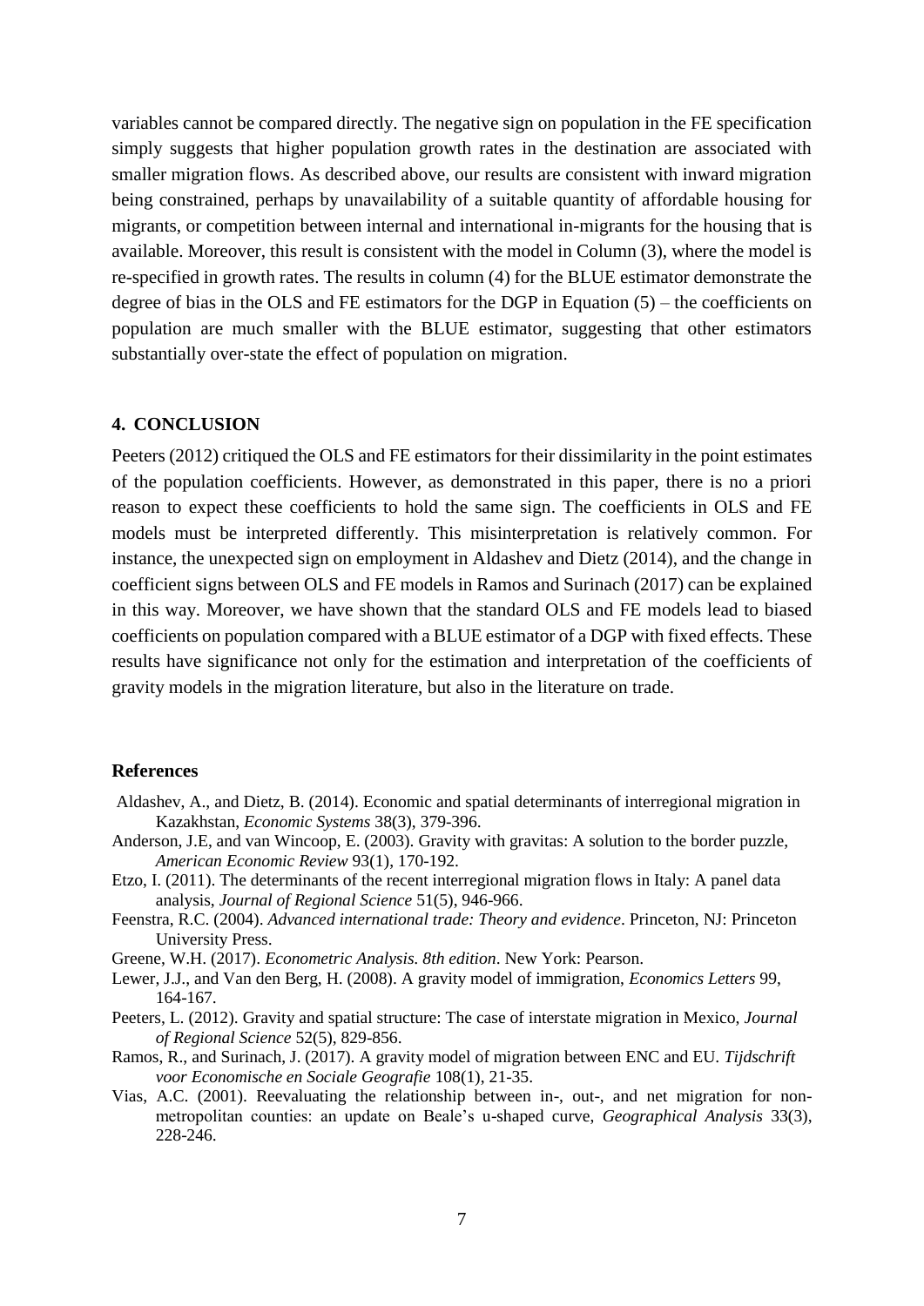variables cannot be compared directly. The negative sign on population in the FE specification simply suggests that higher population growth rates in the destination are associated with smaller migration flows. As described above, our results are consistent with inward migration being constrained, perhaps by unavailability of a suitable quantity of affordable housing for migrants, or competition between internal and international in-migrants for the housing that is available. Moreover, this result is consistent with the model in Column (3), where the model is re-specified in growth rates. The results in column (4) for the BLUE estimator demonstrate the degree of bias in the OLS and FE estimators for the DGP in Equation (5) – the coefficients on population are much smaller with the BLUE estimator, suggesting that other estimators substantially over-state the effect of population on migration.

## 4. CONCLUSION

Peeters (2012) critiqued the OLS and FE estimators for their dissimilarity in the point estimates of the population coefficients. However, as demonstrated in this paper, there is no a priori reason to expect these coefficients to hold the same sign. The coefficients in OLS and FE models must be interpreted differently. This misinterpretation is relatively common. For instance, the unexpected sign on employment in Aldashev and Dietz (2014), and the change in coefficient signs between OLS and FE models in Ramos and Surinach (2017) can be explained in this way. Moreover, we have shown that the standard OLS and FE models lead to biased coefficients on population compared with a BLUE estimator of a DGP with fixed effects. These results have significance not only for the estimation and interpretation of the coefficients of gravity models in the migration literature, but also in the literature on trade.

## References

Aldashev, A., and Dietz, B. (2014). Economic and spatial determinants of interregional migration in Kazakhstan, *Economic Systems* 38(3), 379-396.

Anderson, J.E, and van Wincoop, E. (2003). Gravity with gravitas: A solution to the border puzzle, *American Economic Review* 93(1), 170-192.

Etzo, I. (2011). The determinants of the recent interregional migration flows in Italy: A panel data analysis, *Journal of Regional Science* 51(5), 946-966.

Feenstra, R.C. (2004). *Advanced international trade: Theory and evidence*. Princeton, NJ: Princeton University Press.

Greene, W.H. (2017). *Econometric Analysis. 8th edition*. New York: Pearson.

Lewer, J.J., and Van den Berg, H. (2008). A gravity model of immigration, *Economics Letters* 99, 164-167.

Peeters, L. (2012). Gravity and spatial structure: The case of interstate migration in Mexico, *Journal of Regional Science* 52(5), 829-856.

Ramos, R., and Surinach, J. (2017). A gravity model of migration between ENC and EU. *Tijdschrift voor Economische en Sociale Geografie* 108(1), 21-35.

Vias, A.C. (2001). Reevaluating the relationship between in-, out-, and net migration for non-metropolitan counties: an update on Beale's u-shaped curve, *Geographical Analysis* 33(3), 228-246.